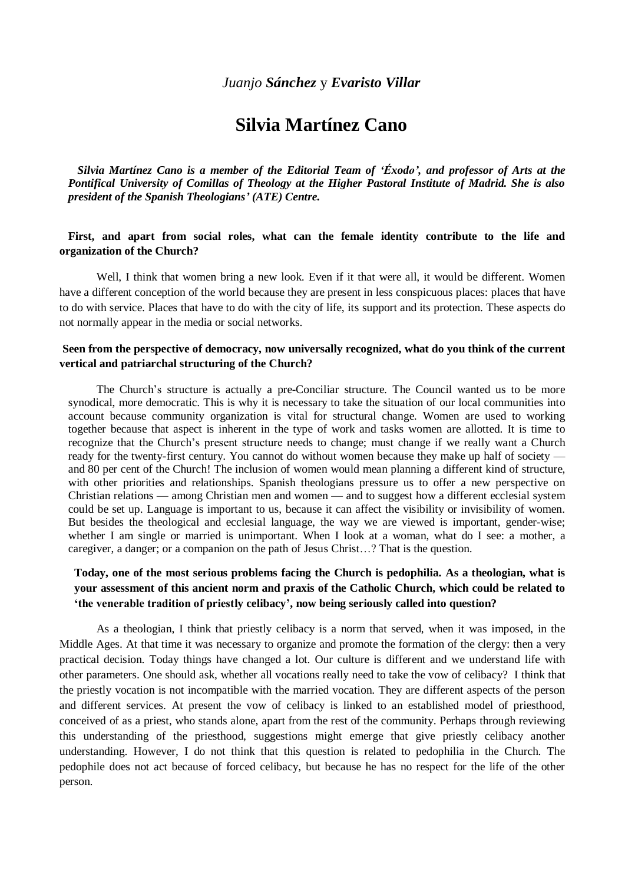*Juanjo **Sánchez** y **Evaristo Villar***

# Silvia Martínez Cano

***Silvia Martínez Cano is a member of the Editorial Team of 'Éxodo', and professor of Arts at the Pontifical University of Comillas of Theology at the Higher Pastoral Institute of Madrid. She is also president of the Spanish Theologians' (ATE) Centre.***

**First, and apart from social roles, what can the female identity contribute to the life and organization of the Church?**

Well, I think that women bring a new look. Even if it that were all, it would be different. Women have a different conception of the world because they are present in less conspicuous places: places that have to do with service. Places that have to do with the city of life, its support and its protection. These aspects do not normally appear in the media or social networks.

**Seen from the perspective of democracy, now universally recognized, what do you think of the current vertical and patriarchal structuring of the Church?**

The Church's structure is actually a pre-Conciliar structure. The Council wanted us to be more synodical, more democratic. This is why it is necessary to take the situation of our local communities into account because community organization is vital for structural change. Women are used to working together because that aspect is inherent in the type of work and tasks women are allotted. It is time to recognize that the Church's present structure needs to change; must change if we really want a Church ready for the twenty-first century. You cannot do without women because they make up half of society — and 80 per cent of the Church! The inclusion of women would mean planning a different kind of structure, with other priorities and relationships. Spanish theologians pressure us to offer a new perspective on Christian relations — among Christian men and women — and to suggest how a different ecclesial system could be set up. Language is important to us, because it can affect the visibility or invisibility of women. But besides the theological and ecclesial language, the way we are viewed is important, gender-wise; whether I am single or married is unimportant. When I look at a woman, what do I see: a mother, a caregiver, a danger; or a companion on the path of Jesus Christ…? That is the question.

**Today, one of the most serious problems facing the Church is pedophilia. As a theologian, what is your assessment of this ancient norm and praxis of the Catholic Church, which could be related to 'the venerable tradition of priestly celibacy', now being seriously called into question?**

As a theologian, I think that priestly celibacy is a norm that served, when it was imposed, in the Middle Ages. At that time it was necessary to organize and promote the formation of the clergy: then a very practical decision. Today things have changed a lot. Our culture is different and we understand life with other parameters. One should ask, whether all vocations really need to take the vow of celibacy? I think that the priestly vocation is not incompatible with the married vocation. They are different aspects of the person and different services. At present the vow of celibacy is linked to an established model of priesthood, conceived of as a priest, who stands alone, apart from the rest of the community. Perhaps through reviewing this understanding of the priesthood, suggestions might emerge that give priestly celibacy another understanding. However, I do not think that this question is related to pedophilia in the Church. The pedophile does not act because of forced celibacy, but because he has no respect for the life of the other person.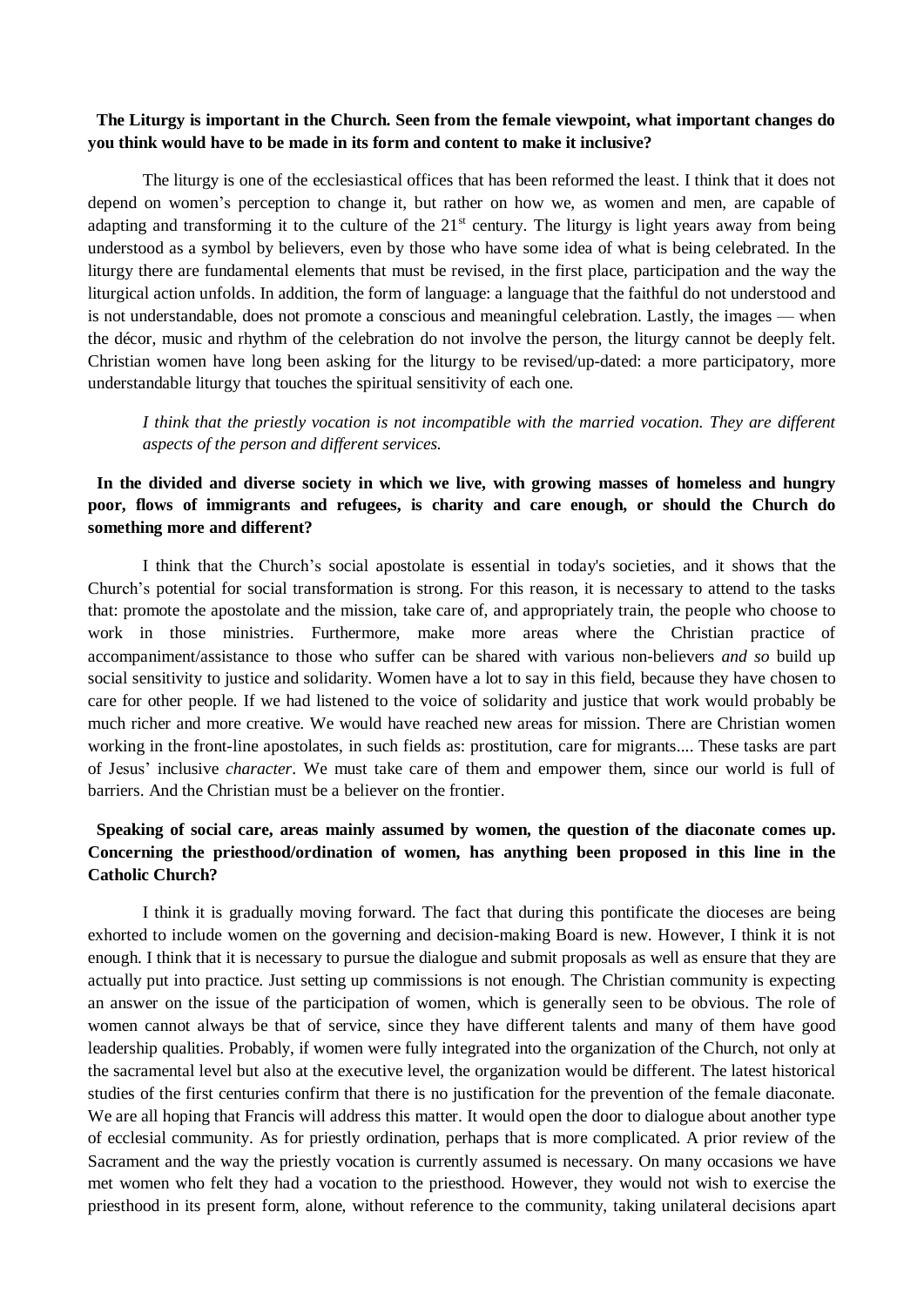**The Liturgy is important in the Church. Seen from the female viewpoint, what important changes do you think would have to be made in its form and content to make it inclusive?**

The liturgy is one of the ecclesiastical offices that has been reformed the least. I think that it does not depend on women's perception to change it, but rather on how we, as women and men, are capable of adapting and transforming it to the culture of the 21st century. The liturgy is light years away from being understood as a symbol by believers, even by those who have some idea of what is being celebrated. In the liturgy there are fundamental elements that must be revised, in the first place, participation and the way the liturgical action unfolds. In addition, the form of language: a language that the faithful do not understood and is not understandable, does not promote a conscious and meaningful celebration. Lastly, the images — when the décor, music and rhythm of the celebration do not involve the person, the liturgy cannot be deeply felt. Christian women have long been asking for the liturgy to be revised/up-dated: a more participatory, more understandable liturgy that touches the spiritual sensitivity of each one.

> *I think that the priestly vocation is not incompatible with the married vocation. They are different aspects of the person and different services.*

**In the divided and diverse society in which we live, with growing masses of homeless and hungry poor, flows of immigrants and refugees, is charity and care enough, or should the Church do something more and different?**

I think that the Church's social apostolate is essential in today's societies, and it shows that the Church's potential for social transformation is strong. For this reason, it is necessary to attend to the tasks that: promote the apostolate and the mission, take care of, and appropriately train, the people who choose to work in those ministries. Furthermore, make more areas where the Christian practice of accompaniment/assistance to those who suffer can be shared with various non-believers *and so* build up social sensitivity to justice and solidarity. Women have a lot to say in this field, because they have chosen to care for other people. If we had listened to the voice of solidarity and justice that work would probably be much richer and more creative. We would have reached new areas for mission. There are Christian women working in the front-line apostolates, in such fields as: prostitution, care for migrants.... These tasks are part of Jesus' inclusive *character*. We must take care of them and empower them, since our world is full of barriers. And the Christian must be a believer on the frontier.

**Speaking of social care, areas mainly assumed by women, the question of the diaconate comes up. Concerning the priesthood/ordination of women, has anything been proposed in this line in the Catholic Church?**

I think it is gradually moving forward. The fact that during this pontificate the dioceses are being exhorted to include women on the governing and decision-making Board is new. However, I think it is not enough. I think that it is necessary to pursue the dialogue and submit proposals as well as ensure that they are actually put into practice. Just setting up commissions is not enough. The Christian community is expecting an answer on the issue of the participation of women, which is generally seen to be obvious. The role of women cannot always be that of service, since they have different talents and many of them have good leadership qualities. Probably, if women were fully integrated into the organization of the Church, not only at the sacramental level but also at the executive level, the organization would be different. The latest historical studies of the first centuries confirm that there is no justification for the prevention of the female diaconate. We are all hoping that Francis will address this matter. It would open the door to dialogue about another type of ecclesial community. As for priestly ordination, perhaps that is more complicated. A prior review of the Sacrament and the way the priestly vocation is currently assumed is necessary. On many occasions we have met women who felt they had a vocation to the priesthood. However, they would not wish to exercise the priesthood in its present form, alone, without reference to the community, taking unilateral decisions apart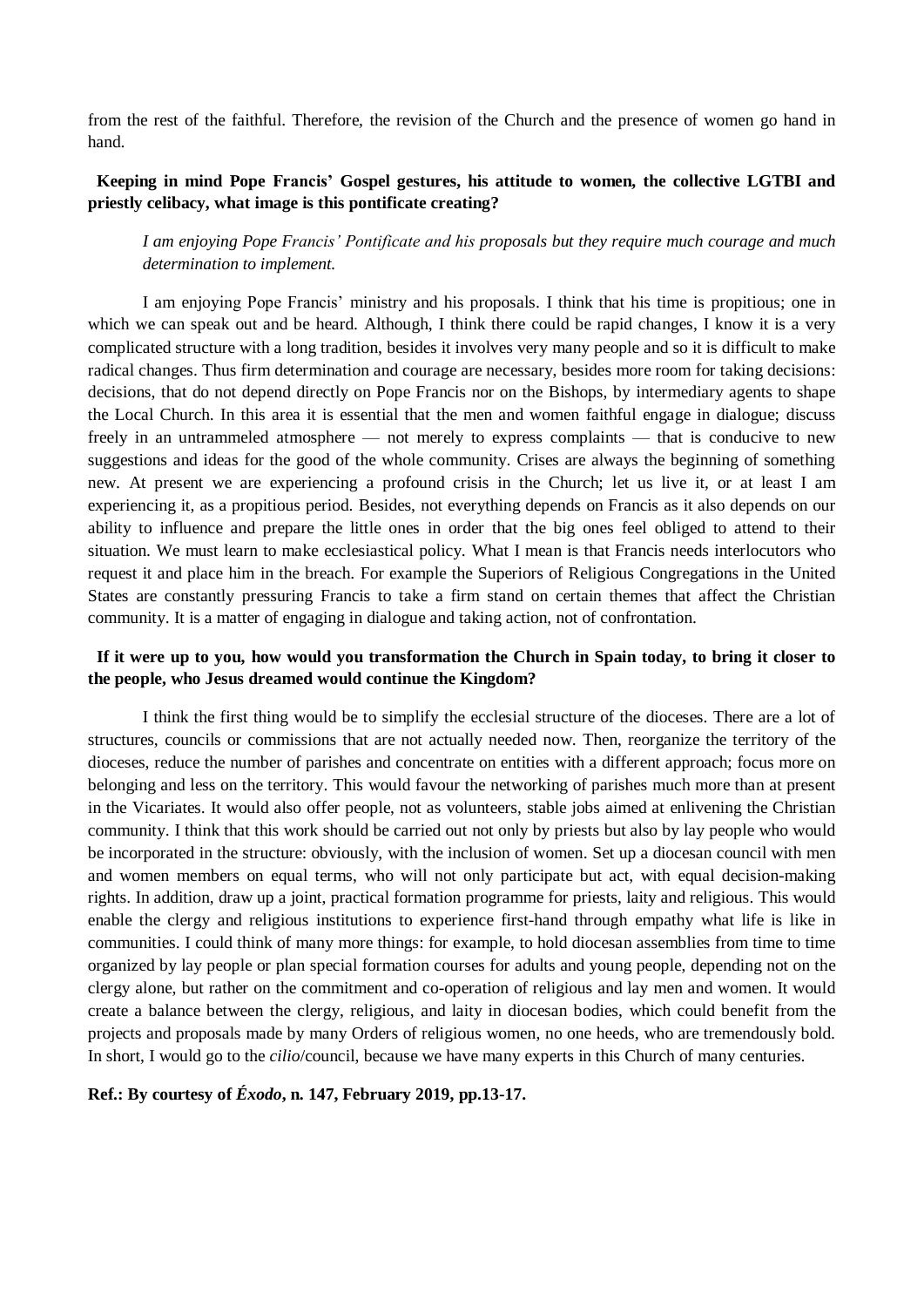from the rest of the faithful. Therefore, the revision of the Church and the presence of women go hand in hand.

**Keeping in mind Pope Francis' Gospel gestures, his attitude to women, the collective LGTBI and priestly celibacy, what image is this pontificate creating?**

*I am enjoying Pope Francis' Pontificate and his proposals but they require much courage and much determination to implement.*

I am enjoying Pope Francis' ministry and his proposals. I think that his time is propitious; one in which we can speak out and be heard. Although, I think there could be rapid changes, I know it is a very complicated structure with a long tradition, besides it involves very many people and so it is difficult to make radical changes. Thus firm determination and courage are necessary, besides more room for taking decisions: decisions, that do not depend directly on Pope Francis nor on the Bishops, by intermediary agents to shape the Local Church. In this area it is essential that the men and women faithful engage in dialogue; discuss freely in an untrammeled atmosphere — not merely to express complaints — that is conducive to new suggestions and ideas for the good of the whole community. Crises are always the beginning of something new. At present we are experiencing a profound crisis in the Church; let us live it, or at least I am experiencing it, as a propitious period. Besides, not everything depends on Francis as it also depends on our ability to influence and prepare the little ones in order that the big ones feel obliged to attend to their situation. We must learn to make ecclesiastical policy. What I mean is that Francis needs interlocutors who request it and place him in the breach. For example the Superiors of Religious Congregations in the United States are constantly pressuring Francis to take a firm stand on certain themes that affect the Christian community. It is a matter of engaging in dialogue and taking action, not of confrontation.

**If it were up to you, how would you transformation the Church in Spain today, to bring it closer to the people, who Jesus dreamed would continue the Kingdom?**

I think the first thing would be to simplify the ecclesial structure of the dioceses. There are a lot of structures, councils or commissions that are not actually needed now. Then, reorganize the territory of the dioceses, reduce the number of parishes and concentrate on entities with a different approach; focus more on belonging and less on the territory. This would favour the networking of parishes much more than at present in the Vicariates. It would also offer people, not as volunteers, stable jobs aimed at enlivening the Christian community. I think that this work should be carried out not only by priests but also by lay people who would be incorporated in the structure: obviously, with the inclusion of women. Set up a diocesan council with men and women members on equal terms, who will not only participate but act, with equal decision-making rights. In addition, draw up a joint, practical formation programme for priests, laity and religious. This would enable the clergy and religious institutions to experience first-hand through empathy what life is like in communities. I could think of many more things: for example, to hold diocesan assemblies from time to time organized by lay people or plan special formation courses for adults and young people, depending not on the clergy alone, but rather on the commitment and co-operation of religious and lay men and women. It would create a balance between the clergy, religious, and laity in diocesan bodies, which could benefit from the projects and proposals made by many Orders of religious women, no one heeds, who are tremendously bold. In short, I would go to the *cilio*/council, because we have many experts in this Church of many centuries.

**Ref.: By courtesy of *Éxodo*, n. 147, February 2019, pp.13-17.**